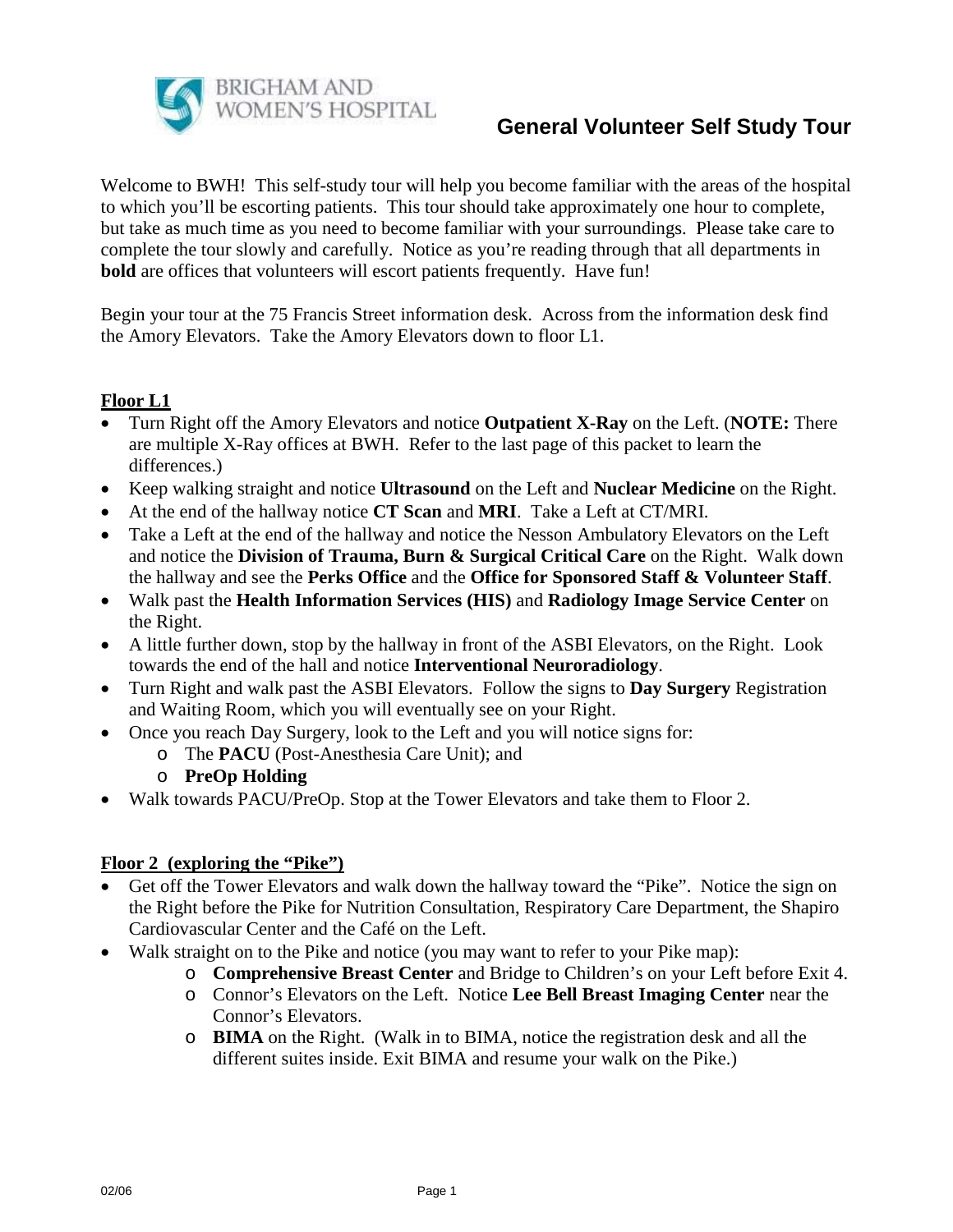BRIGHAM AND WOMEN'S HOSPITAL

# General Volunteer Self Study Tour

Welcome to BWH! This self-study tour will help you become familiar with the areas of the hospital to which you'll be escorting patients. This tour should take approximately one hour to complete, but take as much time as you need to become familiar with your surroundings. Please take care to complete the tour slowly and carefully. Notice as you're reading through that all departments in **bold** are offices that volunteers will escort patients frequently. Have fun!

Begin your tour at the 75 Francis Street information desk. Across from the information desk find the Amory Elevators. Take the Amory Elevators down to floor L1.

## Floor L1

- Turn Right off the Amory Elevators and notice **Outpatient X-Ray** on the Left. (**NOTE:** There are multiple X-Ray offices at BWH. Refer to the last page of this packet to learn the differences.)
- Keep walking straight and notice **Ultrasound** on the Left and **Nuclear Medicine** on the Right.
- At the end of the hallway notice **CT Scan** and **MRI**. Take a Left at CT/MRI.
- Take a Left at the end of the hallway and notice the Nesson Ambulatory Elevators on the Left and notice the **Division of Trauma, Burn & Surgical Critical Care** on the Right. Walk down the hallway and see the **Perks Office** and the **Office for Sponsored Staff & Volunteer Staff**.
- Walk past the **Health Information Services (HIS)** and **Radiology Image Service Center** on the Right.
- A little further down, stop by the hallway in front of the ASBI Elevators, on the Right. Look towards the end of the hall and notice **Interventional Neuroradiology**.
- Turn Right and walk past the ASBI Elevators. Follow the signs to **Day Surgery** Registration and Waiting Room, which you will eventually see on your Right.
- Once you reach Day Surgery, look to the Left and you will notice signs for:
  - The **PACU** (Post-Anesthesia Care Unit); and
  - **PreOp Holding**
- Walk towards PACU/PreOp. Stop at the Tower Elevators and take them to Floor 2.

## Floor 2 (exploring the "Pike")

- Get off the Tower Elevators and walk down the hallway toward the "Pike". Notice the sign on the Right before the Pike for Nutrition Consultation, Respiratory Care Department, the Shapiro Cardiovascular Center and the Café on the Left.
- Walk straight on to the Pike and notice (you may want to refer to your Pike map):
  - **Comprehensive Breast Center** and Bridge to Children's on your Left before Exit 4.
  - Connor's Elevators on the Left. Notice **Lee Bell Breast Imaging Center** near the Connor's Elevators.
  - **BIMA** on the Right. (Walk in to BIMA, notice the registration desk and all the different suites inside. Exit BIMA and resume your walk on the Pike.)

02/06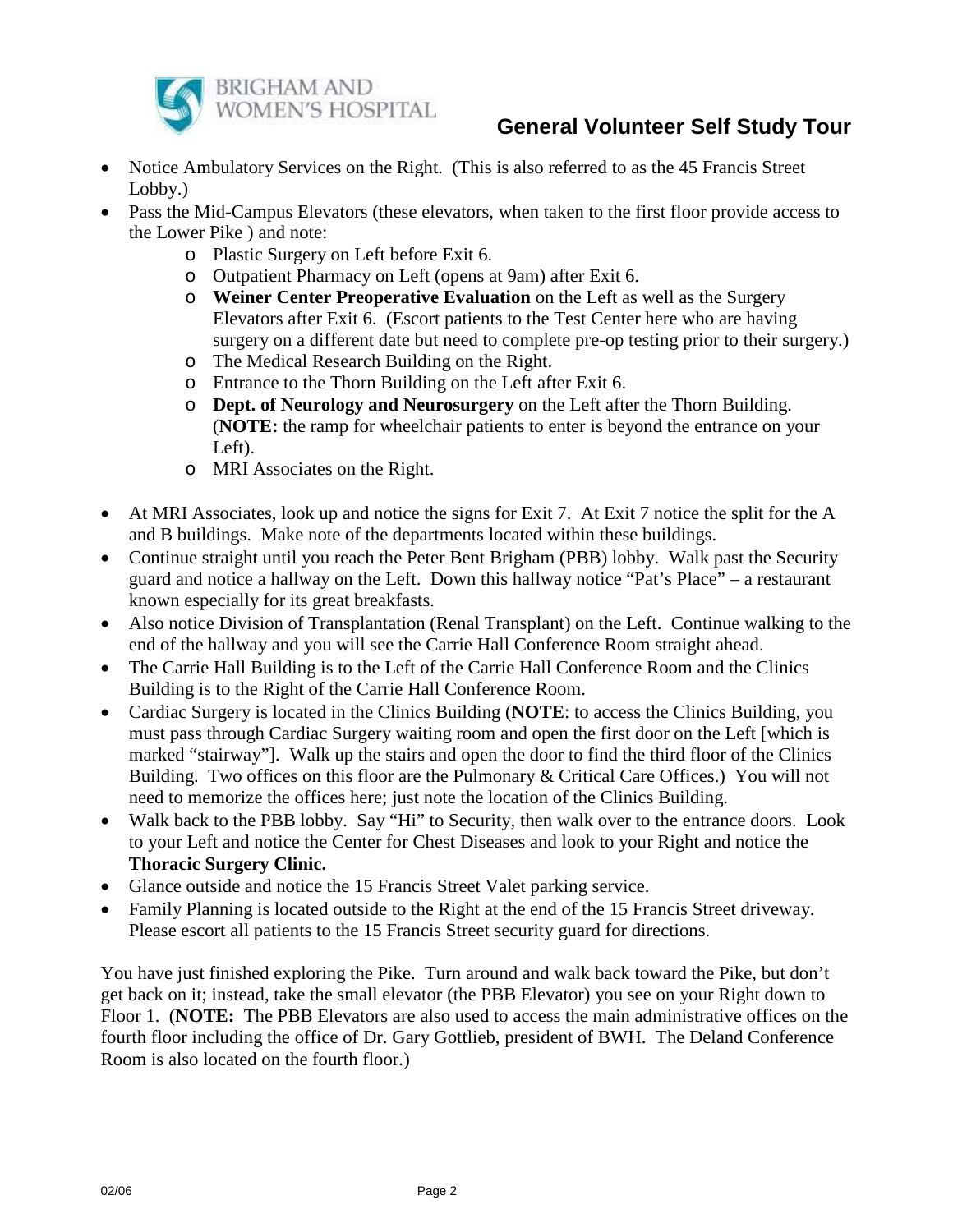## General Volunteer Self Study Tour

- Notice Ambulatory Services on the Right. (This is also referred to as the 45 Francis Street Lobby.)
- Pass the Mid-Campus Elevators (these elevators, when taken to the first floor provide access to the Lower Pike ) and note:
    - Plastic Surgery on Left before Exit 6.
    - Outpatient Pharmacy on Left (opens at 9am) after Exit 6.
    - **Weiner Center Preoperative Evaluation** on the Left as well as the Surgery Elevators after Exit 6. (Escort patients to the Test Center here who are having surgery on a different date but need to complete pre-op testing prior to their surgery.)
    - The Medical Research Building on the Right.
    - Entrance to the Thorn Building on the Left after Exit 6.
    - **Dept. of Neurology and Neurosurgery** on the Left after the Thorn Building. (**NOTE:** the ramp for wheelchair patients to enter is beyond the entrance on your Left).
    - MRI Associates on the Right.

- At MRI Associates, look up and notice the signs for Exit 7. At Exit 7 notice the split for the A and B buildings. Make note of the departments located within these buildings.
- Continue straight until you reach the Peter Bent Brigham (PBB) lobby. Walk past the Security guard and notice a hallway on the Left. Down this hallway notice "Pat's Place" – a restaurant known especially for its great breakfasts.
- Also notice Division of Transplantation (Renal Transplant) on the Left. Continue walking to the end of the hallway and you will see the Carrie Hall Conference Room straight ahead.
- The Carrie Hall Building is to the Left of the Carrie Hall Conference Room and the Clinics Building is to the Right of the Carrie Hall Conference Room.
- Cardiac Surgery is located in the Clinics Building (**NOTE**: to access the Clinics Building, you must pass through Cardiac Surgery waiting room and open the first door on the Left [which is marked "stairway"]. Walk up the stairs and open the door to find the third floor of the Clinics Building. Two offices on this floor are the Pulmonary & Critical Care Offices.) You will not need to memorize the offices here; just note the location of the Clinics Building.
- Walk back to the PBB lobby. Say "Hi" to Security, then walk over to the entrance doors. Look to your Left and notice the Center for Chest Diseases and look to your Right and notice the **Thoracic Surgery Clinic.**
- Glance outside and notice the 15 Francis Street Valet parking service.
- Family Planning is located outside to the Right at the end of the 15 Francis Street driveway. Please escort all patients to the 15 Francis Street security guard for directions.

You have just finished exploring the Pike. Turn around and walk back toward the Pike, but don't get back on it; instead, take the small elevator (the PBB Elevator) you see on your Right down to Floor 1. (**NOTE:** The PBB Elevators are also used to access the main administrative offices on the fourth floor including the office of Dr. Gary Gottlieb, president of BWH. The Deland Conference Room is also located on the fourth floor.)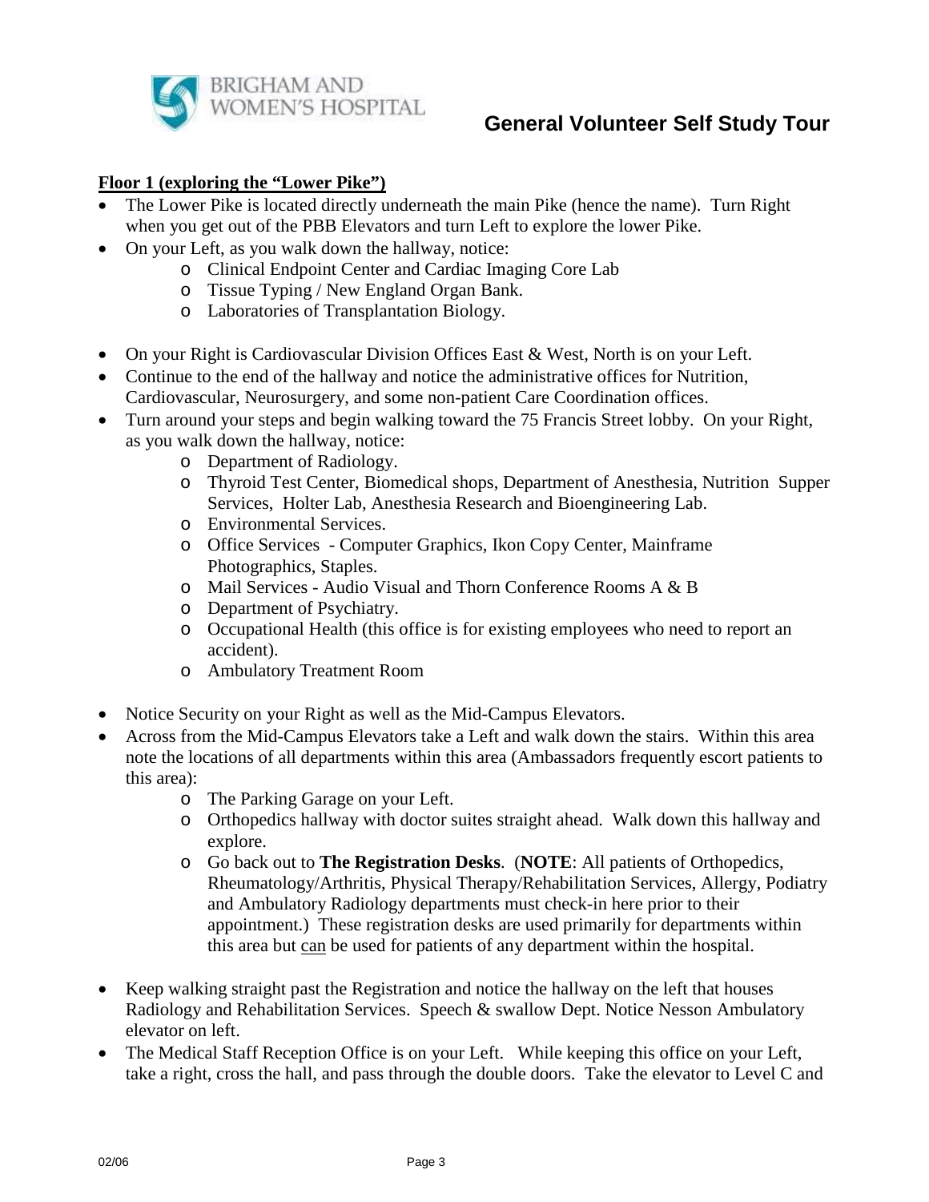## Floor 1 (exploring the "Lower Pike")

- The Lower Pike is located directly underneath the main Pike (hence the name). Turn Right when you get out of the PBB Elevators and turn Left to explore the lower Pike.
- On your Left, as you walk down the hallway, notice:
  - Clinical Endpoint Center and Cardiac Imaging Core Lab
  - Tissue Typing / New England Organ Bank.
  - Laboratories of Transplantation Biology.
- On your Right is Cardiovascular Division Offices East & West, North is on your Left.
- Continue to the end of the hallway and notice the administrative offices for Nutrition, Cardiovascular, Neurosurgery, and some non-patient Care Coordination offices.
- Turn around your steps and begin walking toward the 75 Francis Street lobby. On your Right, as you walk down the hallway, notice:
  - Department of Radiology.
  - Thyroid Test Center, Biomedical shops, Department of Anesthesia, Nutrition Supper Services, Holter Lab, Anesthesia Research and Bioengineering Lab.
  - Environmental Services.
  - Office Services - Computer Graphics, Ikon Copy Center, Mainframe Photographics, Staples.
  - Mail Services - Audio Visual and Thorn Conference Rooms A & B
  - Department of Psychiatry.
  - Occupational Health (this office is for existing employees who need to report an accident).
  - Ambulatory Treatment Room
- Notice Security on your Right as well as the Mid-Campus Elevators.
- Across from the Mid-Campus Elevators take a Left and walk down the stairs. Within this area note the locations of all departments within this area (Ambassadors frequently escort patients to this area):
  - The Parking Garage on your Left.
  - Orthopedics hallway with doctor suites straight ahead. Walk down this hallway and explore.
  - Go back out to **The Registration Desks**. (**NOTE**: All patients of Orthopedics, Rheumatology/Arthritis, Physical Therapy/Rehabilitation Services, Allergy, Podiatry and Ambulatory Radiology departments must check-in here prior to their appointment.) These registration desks are used primarily for departments within this area but <u>can</u> be used for patients of any department within the hospital.
- Keep walking straight past the Registration and notice the hallway on the left that houses Radiology and Rehabilitation Services. Speech & swallow Dept. Notice Nesson Ambulatory elevator on left.
- The Medical Staff Reception Office is on your Left. While keeping this office on your Left, take a right, cross the hall, and pass through the double doors. Take the elevator to Level C and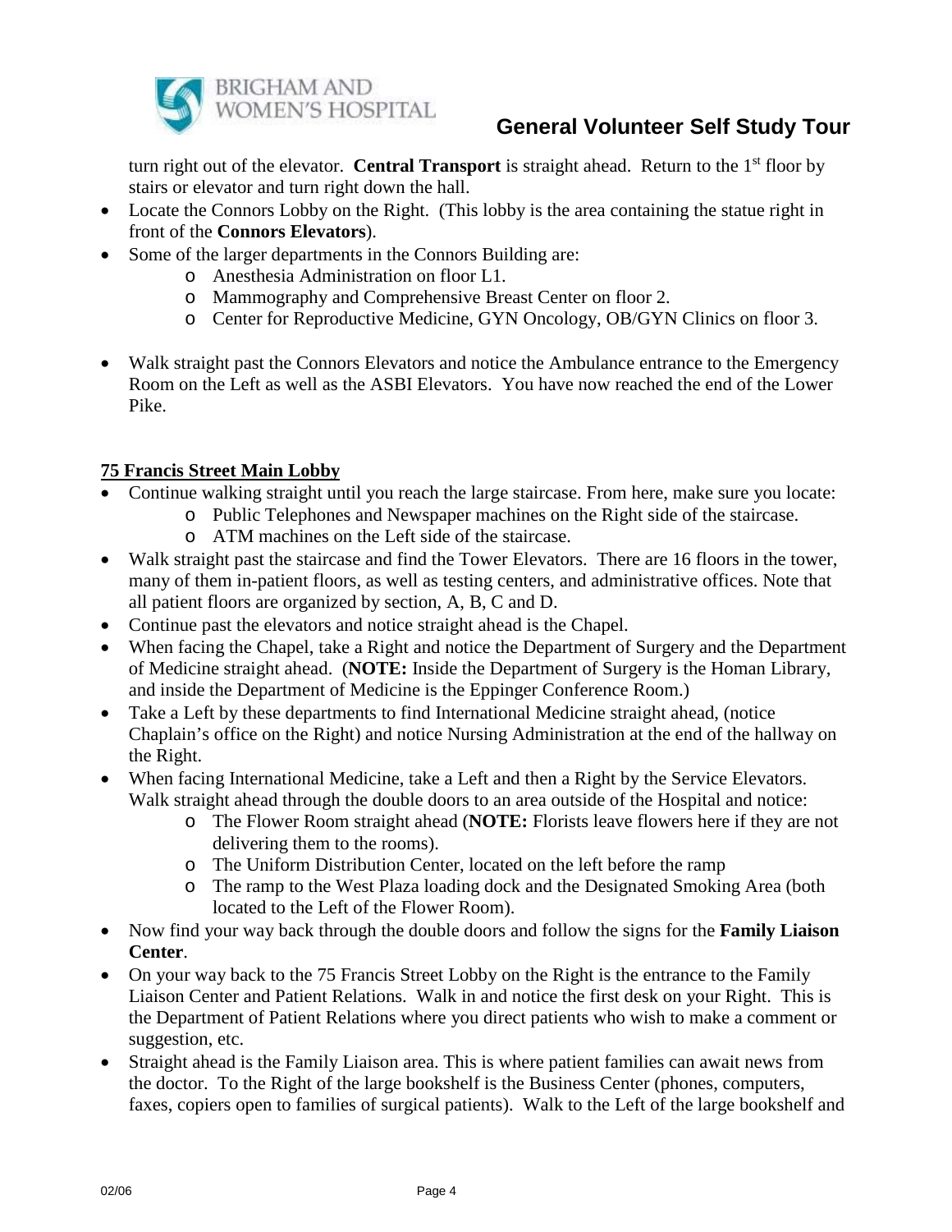turn right out of the elevator. **Central Transport** is straight ahead. Return to the 1st floor by stairs or elevator and turn right down the hall.

- Locate the Connors Lobby on the Right. (This lobby is the area containing the statue right in front of the **Connors Elevators**).
- Some of the larger departments in the Connors Building are:
  - Anesthesia Administration on floor L1.
  - Mammography and Comprehensive Breast Center on floor 2.
  - Center for Reproductive Medicine, GYN Oncology, OB/GYN Clinics on floor 3.
- Walk straight past the Connors Elevators and notice the Ambulance entrance to the Emergency Room on the Left as well as the ASBI Elevators. You have now reached the end of the Lower Pike.

**75 Francis Street Main Lobby**

- Continue walking straight until you reach the large staircase. From here, make sure you locate:
  - Public Telephones and Newspaper machines on the Right side of the staircase.
  - ATM machines on the Left side of the staircase.
- Walk straight past the staircase and find the Tower Elevators. There are 16 floors in the tower, many of them in-patient floors, as well as testing centers, and administrative offices. Note that all patient floors are organized by section, A, B, C and D.
- Continue past the elevators and notice straight ahead is the Chapel.
- When facing the Chapel, take a Right and notice the Department of Surgery and the Department of Medicine straight ahead. (**NOTE:** Inside the Department of Surgery is the Homan Library, and inside the Department of Medicine is the Eppinger Conference Room.)
- Take a Left by these departments to find International Medicine straight ahead, (notice Chaplain's office on the Right) and notice Nursing Administration at the end of the hallway on the Right.
- When facing International Medicine, take a Left and then a Right by the Service Elevators. Walk straight ahead through the double doors to an area outside of the Hospital and notice:
  - The Flower Room straight ahead (**NOTE:** Florists leave flowers here if they are not delivering them to the rooms).
  - The Uniform Distribution Center, located on the left before the ramp
  - The ramp to the West Plaza loading dock and the Designated Smoking Area (both located to the Left of the Flower Room).
- Now find your way back through the double doors and follow the signs for the **Family Liaison Center**.
- On your way back to the 75 Francis Street Lobby on the Right is the entrance to the Family Liaison Center and Patient Relations. Walk in and notice the first desk on your Right. This is the Department of Patient Relations where you direct patients who wish to make a comment or suggestion, etc.
- Straight ahead is the Family Liaison area. This is where patient families can await news from the doctor. To the Right of the large bookshelf is the Business Center (phones, computers, faxes, copiers open to families of surgical patients). Walk to the Left of the large bookshelf and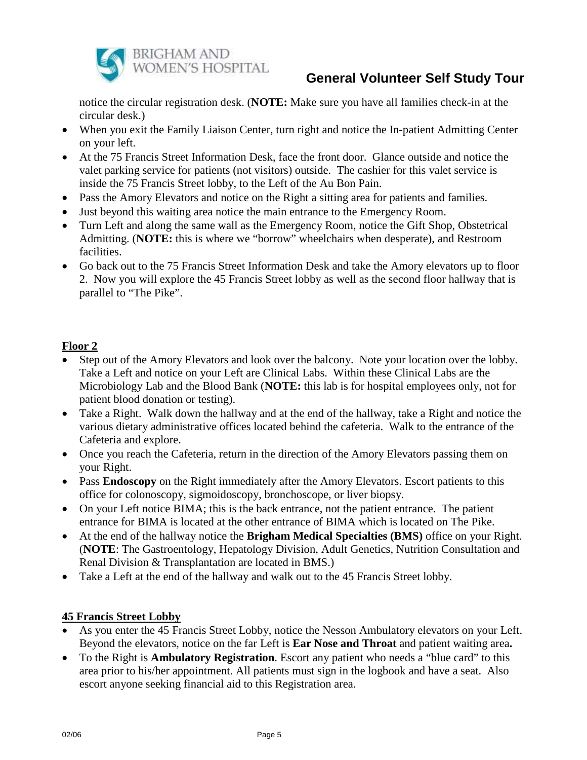notice the circular registration desk. (**NOTE:** Make sure you have all families check-in at the circular desk.)

- When you exit the Family Liaison Center, turn right and notice the In-patient Admitting Center on your left.
- At the 75 Francis Street Information Desk, face the front door. Glance outside and notice the valet parking service for patients (not visitors) outside. The cashier for this valet service is inside the 75 Francis Street lobby, to the Left of the Au Bon Pain.
- Pass the Amory Elevators and notice on the Right a sitting area for patients and families.
- Just beyond this waiting area notice the main entrance to the Emergency Room.
- Turn Left and along the same wall as the Emergency Room, notice the Gift Shop, Obstetrical Admitting. (**NOTE:** this is where we "borrow" wheelchairs when desperate), and Restroom facilities.
- Go back out to the 75 Francis Street Information Desk and take the Amory elevators up to floor 2. Now you will explore the 45 Francis Street lobby as well as the second floor hallway that is parallel to "The Pike".

## Floor 2

- Step out of the Amory Elevators and look over the balcony. Note your location over the lobby. Take a Left and notice on your Left are Clinical Labs. Within these Clinical Labs are the Microbiology Lab and the Blood Bank (**NOTE:** this lab is for hospital employees only, not for patient blood donation or testing).
- Take a Right. Walk down the hallway and at the end of the hallway, take a Right and notice the various dietary administrative offices located behind the cafeteria. Walk to the entrance of the Cafeteria and explore.
- Once you reach the Cafeteria, return in the direction of the Amory Elevators passing them on your Right.
- Pass **Endoscopy** on the Right immediately after the Amory Elevators. Escort patients to this office for colonoscopy, sigmoidoscopy, bronchoscope, or liver biopsy.
- On your Left notice BIMA; this is the back entrance, not the patient entrance. The patient entrance for BIMA is located at the other entrance of BIMA which is located on The Pike.
- At the end of the hallway notice the **Brigham Medical Specialties (BMS)** office on your Right. (**NOTE**: The Gastroentology, Hepatology Division, Adult Genetics, Nutrition Consultation and Renal Division & Transplantation are located in BMS.)
- Take a Left at the end of the hallway and walk out to the 45 Francis Street lobby.

## 45 Francis Street Lobby

- As you enter the 45 Francis Street Lobby, notice the Nesson Ambulatory elevators on your Left. Beyond the elevators, notice on the far Left is **Ear Nose and Throat** and patient waiting area**.**
- To the Right is **Ambulatory Registration**. Escort any patient who needs a "blue card" to this area prior to his/her appointment. All patients must sign in the logbook and have a seat. Also escort anyone seeking financial aid to this Registration area.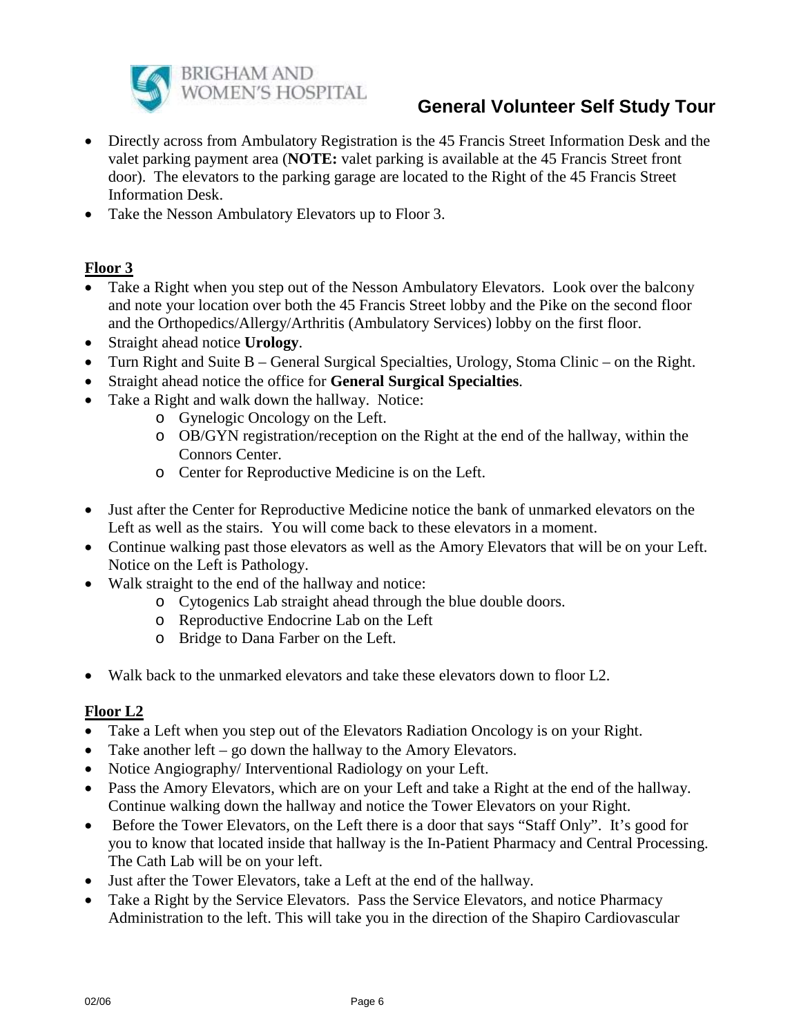- Directly across from Ambulatory Registration is the 45 Francis Street Information Desk and the valet parking payment area (**NOTE:** valet parking is available at the 45 Francis Street front door). The elevators to the parking garage are located to the Right of the 45 Francis Street Information Desk.
- Take the Nesson Ambulatory Elevators up to Floor 3.

**Floor 3**

- Take a Right when you step out of the Nesson Ambulatory Elevators. Look over the balcony and note your location over both the 45 Francis Street lobby and the Pike on the second floor and the Orthopedics/Allergy/Arthritis (Ambulatory Services) lobby on the first floor.
- Straight ahead notice **Urology**.
- Turn Right and Suite B – General Surgical Specialties, Urology, Stoma Clinic – on the Right.
- Straight ahead notice the office for **General Surgical Specialties**.
- Take a Right and walk down the hallway. Notice:
    - Gynelogic Oncology on the Left.
    - OB/GYN registration/reception on the Right at the end of the hallway, within the Connors Center.
    - Center for Reproductive Medicine is on the Left.

- Just after the Center for Reproductive Medicine notice the bank of unmarked elevators on the Left as well as the stairs. You will come back to these elevators in a moment.
- Continue walking past those elevators as well as the Amory Elevators that will be on your Left. Notice on the Left is Pathology.
- Walk straight to the end of the hallway and notice:
    - Cytogenics Lab straight ahead through the blue double doors.
    - Reproductive Endocrine Lab on the Left
    - Bridge to Dana Farber on the Left.

- Walk back to the unmarked elevators and take these elevators down to floor L2.

**Floor L2**

- Take a Left when you step out of the Elevators Radiation Oncology is on your Right.
- Take another left – go down the hallway to the Amory Elevators.
- Notice Angiography/ Interventional Radiology on your Left.
- Pass the Amory Elevators, which are on your Left and take a Right at the end of the hallway. Continue walking down the hallway and notice the Tower Elevators on your Right.
- Before the Tower Elevators, on the Left there is a door that says "Staff Only". It's good for you to know that located inside that hallway is the In-Patient Pharmacy and Central Processing. The Cath Lab will be on your left.
- Just after the Tower Elevators, take a Left at the end of the hallway.
- Take a Right by the Service Elevators. Pass the Service Elevators, and notice Pharmacy Administration to the left. This will take you in the direction of the Shapiro Cardiovascular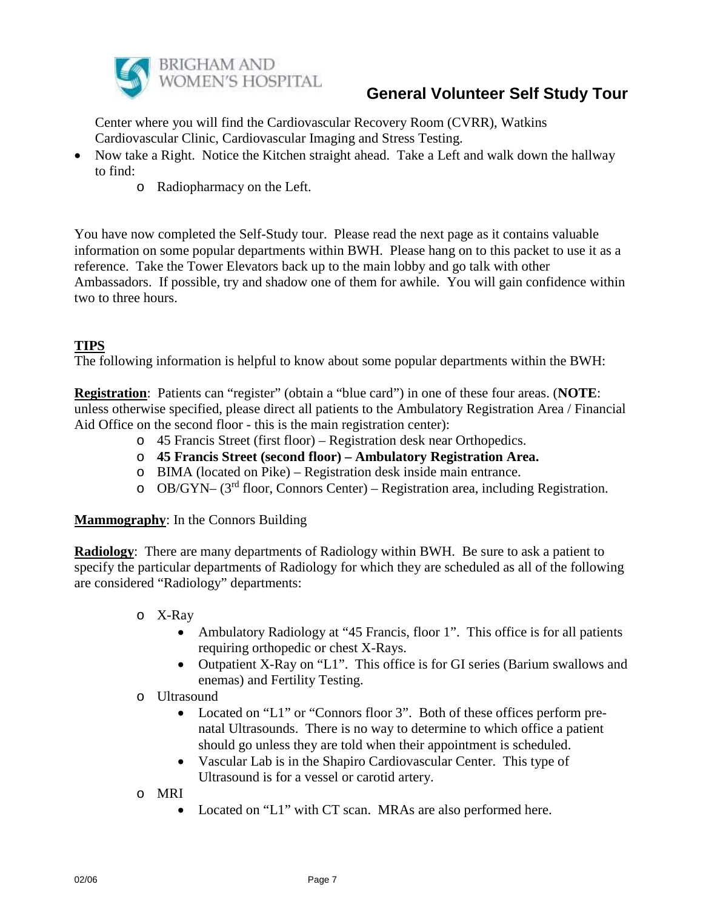Center where you will find the Cardiovascular Recovery Room (CVRR), Watkins Cardiovascular Clinic, Cardiovascular Imaging and Stress Testing.

- Now take a Right. Notice the Kitchen straight ahead. Take a Left and walk down the hallway to find:
  - Radiopharmacy on the Left.

You have now completed the Self-Study tour. Please read the next page as it contains valuable information on some popular departments within BWH. Please hang on to this packet to use it as a reference. Take the Tower Elevators back up to the main lobby and go talk with other Ambassadors. If possible, try and shadow one of them for awhile. You will gain confidence within two to three hours.

## TIPS

The following information is helpful to know about some popular departments within the BWH:

**Registration**: Patients can "register" (obtain a "blue card") in one of these four areas. (**NOTE**: unless otherwise specified, please direct all patients to the Ambulatory Registration Area / Financial Aid Office on the second floor - this is the main registration center):

- 45 Francis Street (first floor) – Registration desk near Orthopedics.
- **45 Francis Street (second floor) – Ambulatory Registration Area.**
- BIMA (located on Pike) – Registration desk inside main entrance.
- OB/GYN– (3rd floor, Connors Center) – Registration area, including Registration.

**Mammography**: In the Connors Building

**Radiology**: There are many departments of Radiology within BWH. Be sure to ask a patient to specify the particular departments of Radiology for which they are scheduled as all of the following are considered "Radiology" departments:

- X-Ray
  - Ambulatory Radiology at "45 Francis, floor 1". This office is for all patients requiring orthopedic or chest X-Rays.
  - Outpatient X-Ray on "L1". This office is for GI series (Barium swallows and enemas) and Fertility Testing.
- Ultrasound
  - Located on "L1" or "Connors floor 3". Both of these offices perform pre-natal Ultrasounds. There is no way to determine to which office a patient should go unless they are told when their appointment is scheduled.
  - Vascular Lab is in the Shapiro Cardiovascular Center. This type of Ultrasound is for a vessel or carotid artery.
- MRI
  - Located on "L1" with CT scan. MRAs are also performed here.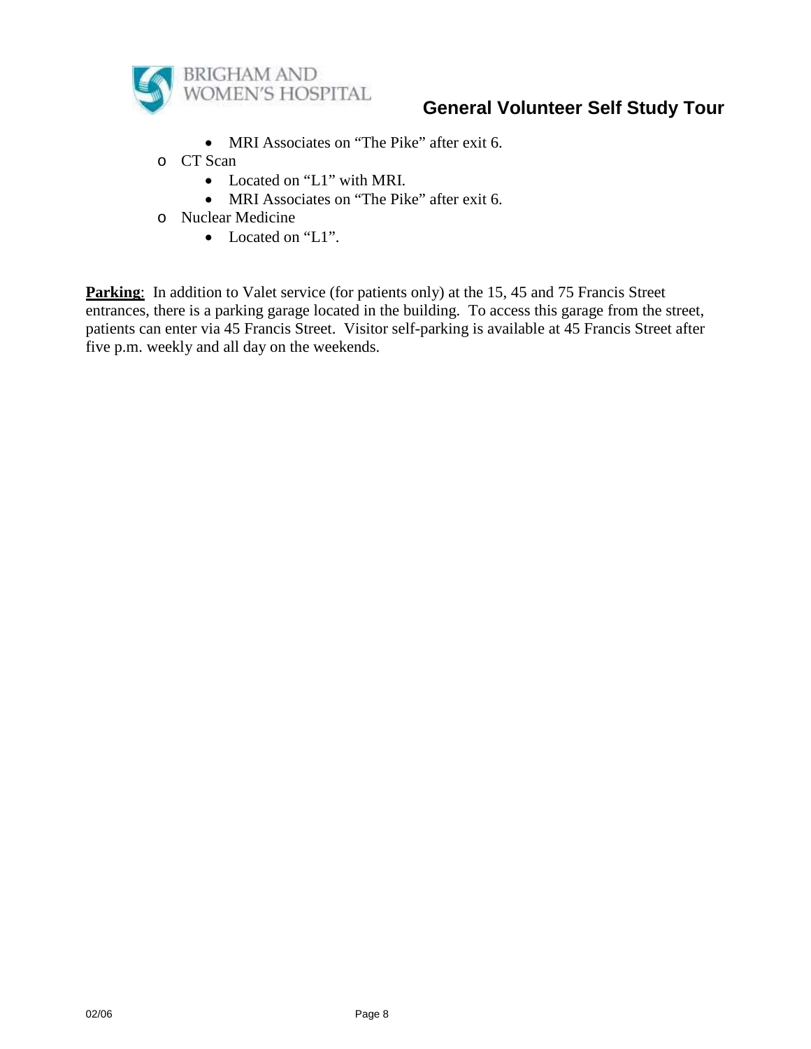- MRI Associates on "The Pike" after exit 6.
- CT Scan
    - Located on "L1" with MRI.
    - MRI Associates on "The Pike" after exit 6.
- Nuclear Medicine
    - Located on "L1".

**Parking**: In addition to Valet service (for patients only) at the 15, 45 and 75 Francis Street entrances, there is a parking garage located in the building. To access this garage from the street, patients can enter via 45 Francis Street. Visitor self-parking is available at 45 Francis Street after five p.m. weekly and all day on the weekends.